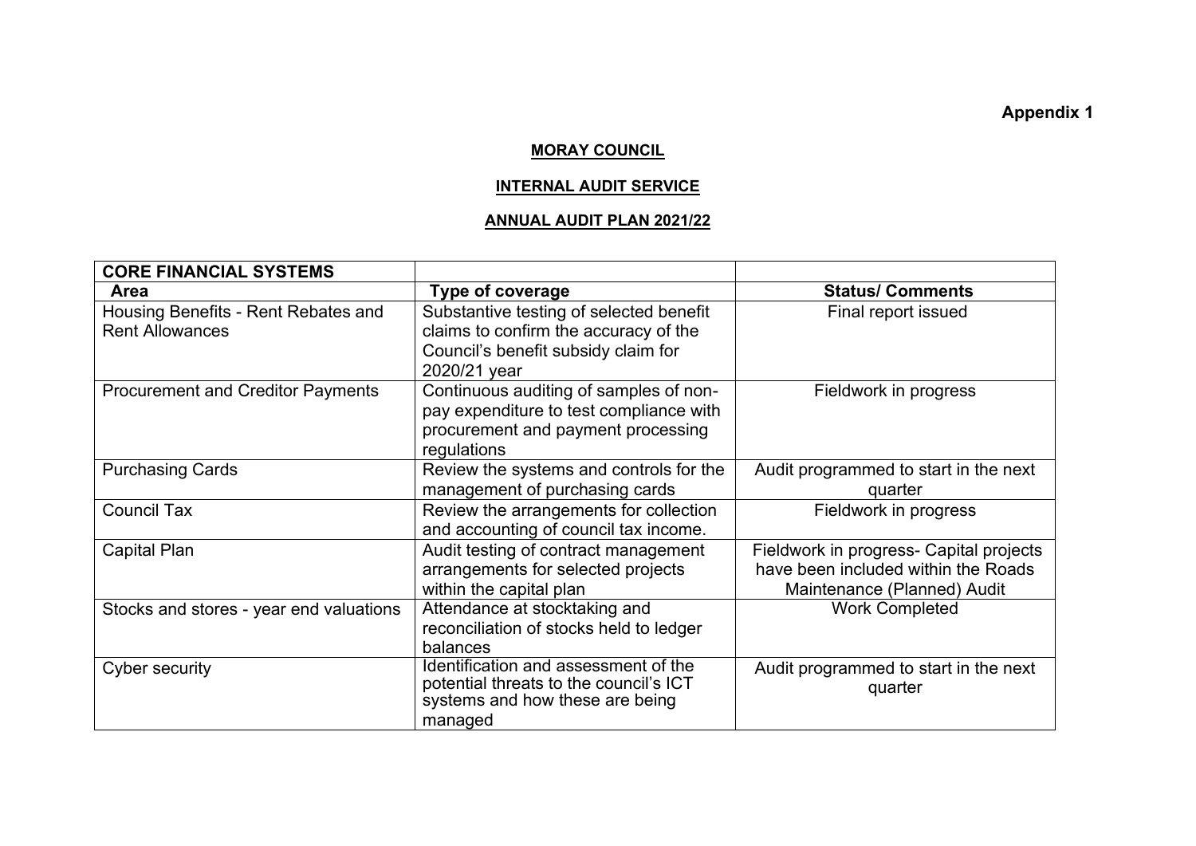**Appendix 1**

# MORAY COUNCIL

## INTERNAL AUDIT SERVICE

## ANNUAL AUDIT PLAN 2021/22

| **CORE FINANCIAL SYSTEMS** | | |
|---|---|---|
| **Area** | **Type of coverage** | **Status/ Comments** |
| Housing Benefits - Rent Rebates and Rent Allowances | Substantive testing of selected benefit claims to confirm the accuracy of the Council's benefit subsidy claim for 2020/21 year | Final report issued |
| Procurement and Creditor Payments | Continuous auditing of samples of non-pay expenditure to test compliance with procurement and payment processing regulations | Fieldwork in progress |
| Purchasing Cards | Review the systems and controls for the management of purchasing cards | Audit programmed to start in the next quarter |
| Council Tax | Review the arrangements for collection and accounting of council tax income. | Fieldwork in progress |
| Capital Plan | Audit testing of contract management arrangements for selected projects within the capital plan | Fieldwork in progress- Capital projects have been included within the Roads Maintenance (Planned) Audit |
| Stocks and stores - year end valuations | Attendance at stocktaking and reconciliation of stocks held to ledger balances | Work Completed |
| Cyber security | Identification and assessment of the potential threats to the council's ICT systems and how these are being managed | Audit programmed to start in the next quarter |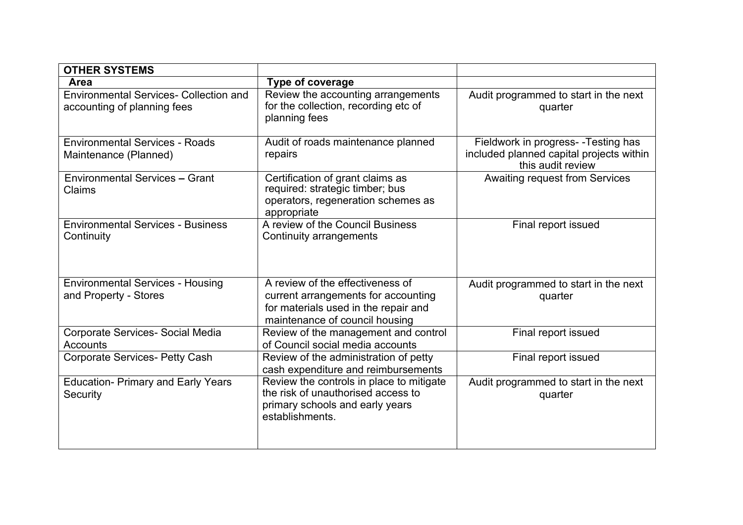| OTHER SYSTEMS | | |
|---|---|---|
| **Area** | **Type of coverage** | |
| Environmental Services- Collection and accounting of planning fees | Review the accounting arrangements for the collection, recording etc of planning fees | Audit programmed to start in the next quarter |
| Environmental Services - Roads Maintenance (Planned) | Audit of roads maintenance planned repairs | Fieldwork in progress- -Testing has included planned capital projects within this audit review |
| Environmental Services **–** Grant Claims | Certification of grant claims as required: strategic timber; bus operators, regeneration schemes as appropriate | Awaiting request from Services |
| Environmental Services - Business Continuity | A review of the Council Business Continuity arrangements | Final report issued |
| Environmental Services - Housing and Property - Stores | A review of the effectiveness of current arrangements for accounting for materials used in the repair and maintenance of council housing | Audit programmed to start in the next quarter |
| Corporate Services- Social Media Accounts | Review of the management and control of Council social media accounts | Final report issued |
| Corporate Services- Petty Cash | Review of the administration of petty cash expenditure and reimbursements | Final report issued |
| Education- Primary and Early Years Security | Review the controls in place to mitigate the risk of unauthorised access to primary schools and early years establishments. | Audit programmed to start in the next quarter |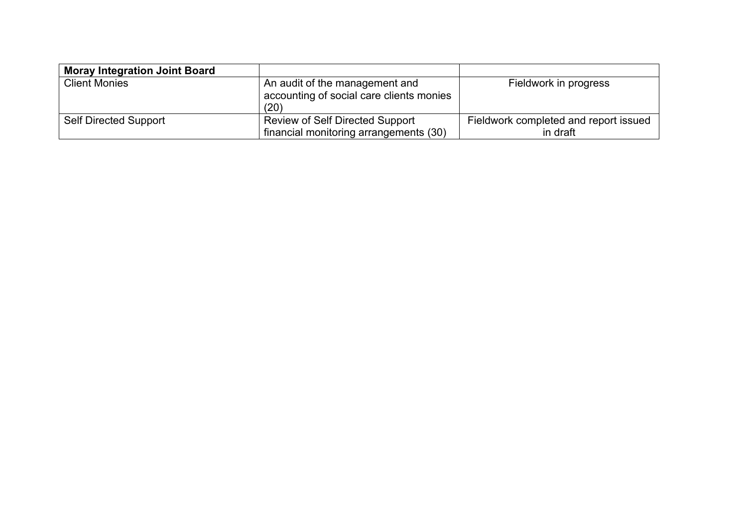| | | |
|---|---|---|
| **Moray Integration Joint Board** | | |
| Client Monies | An audit of the management and accounting of social care clients monies (20) | Fieldwork in progress |
| Self Directed Support | Review of Self Directed Support financial monitoring arrangements (30) | Fieldwork completed and report issued in draft |